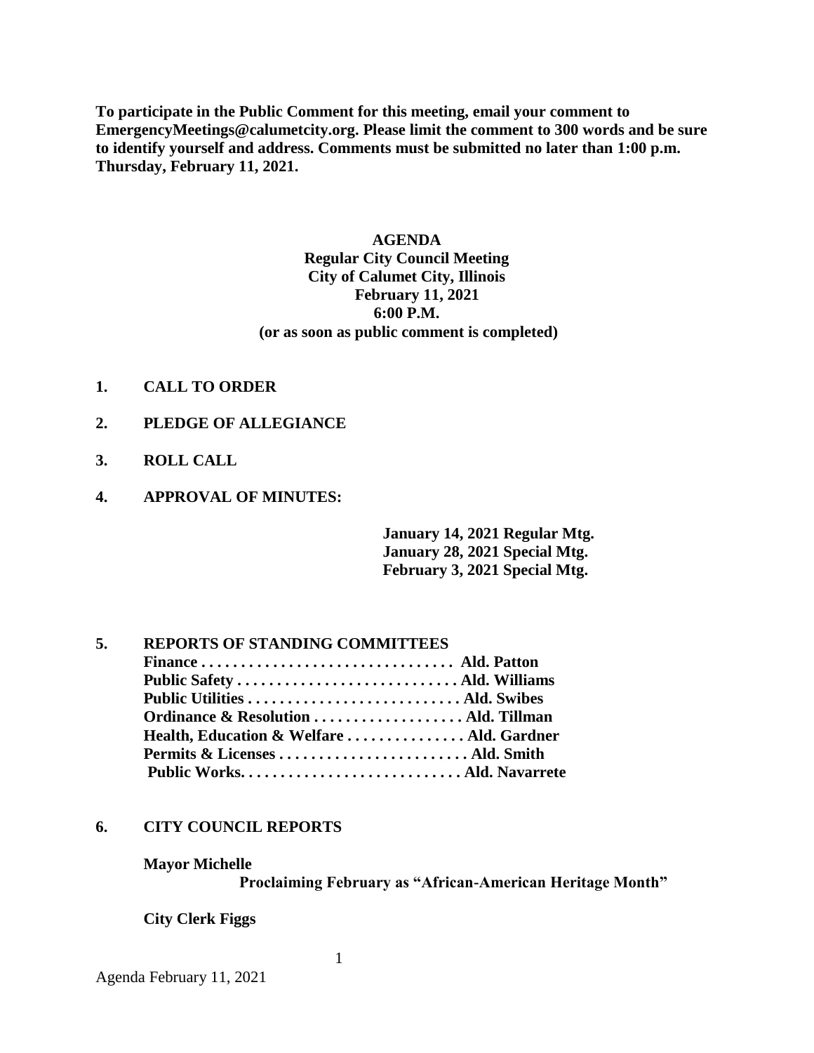**To participate in the Public Comment for this meeting, email your comment to EmergencyMeetings@calumetcity.org. Please limit the comment to 300 words and be sure to identify yourself and address. Comments must be submitted no later than 1:00 p.m. Thursday, February 11, 2021.**

**AGENDA**
**Regular City Council Meeting**
**City of Calumet City, Illinois**
**February 11, 2021**
**6:00 P.M.**
**(or as soon as public comment is completed)**

**1. CALL TO ORDER**

**2. PLEDGE OF ALLEGIANCE**

**3. ROLL CALL**

**4. APPROVAL OF MINUTES:**

**January 14, 2021 Regular Mtg.**
**January 28, 2021 Special Mtg.**
**February 3, 2021 Special Mtg.**

**5. REPORTS OF STANDING COMMITTEES**

**Finance . . . . . . . . . . . . . . . . . . . . . . . . . . . . . . . . Ald. Patton**
**Public Safety . . . . . . . . . . . . . . . . . . . . . . . . . . . . Ald. Williams**
**Public Utilities . . . . . . . . . . . . . . . . . . . . . . . . . . . Ald. Swibes**
**Ordinance & Resolution . . . . . . . . . . . . . . . . . . . Ald. Tillman**
**Health, Education & Welfare . . . . . . . . . . . . . . . Ald. Gardner**
**Permits & Licenses . . . . . . . . . . . . . . . . . . . . . . . . Ald. Smith**
**Public Works. . . . . . . . . . . . . . . . . . . . . . . . . . . . Ald. Navarrete**

**6. CITY COUNCIL REPORTS**

**Mayor Michelle**

**Proclaiming February as "African-American Heritage Month"**

**City Clerk Figgs**

Agenda February 11, 2021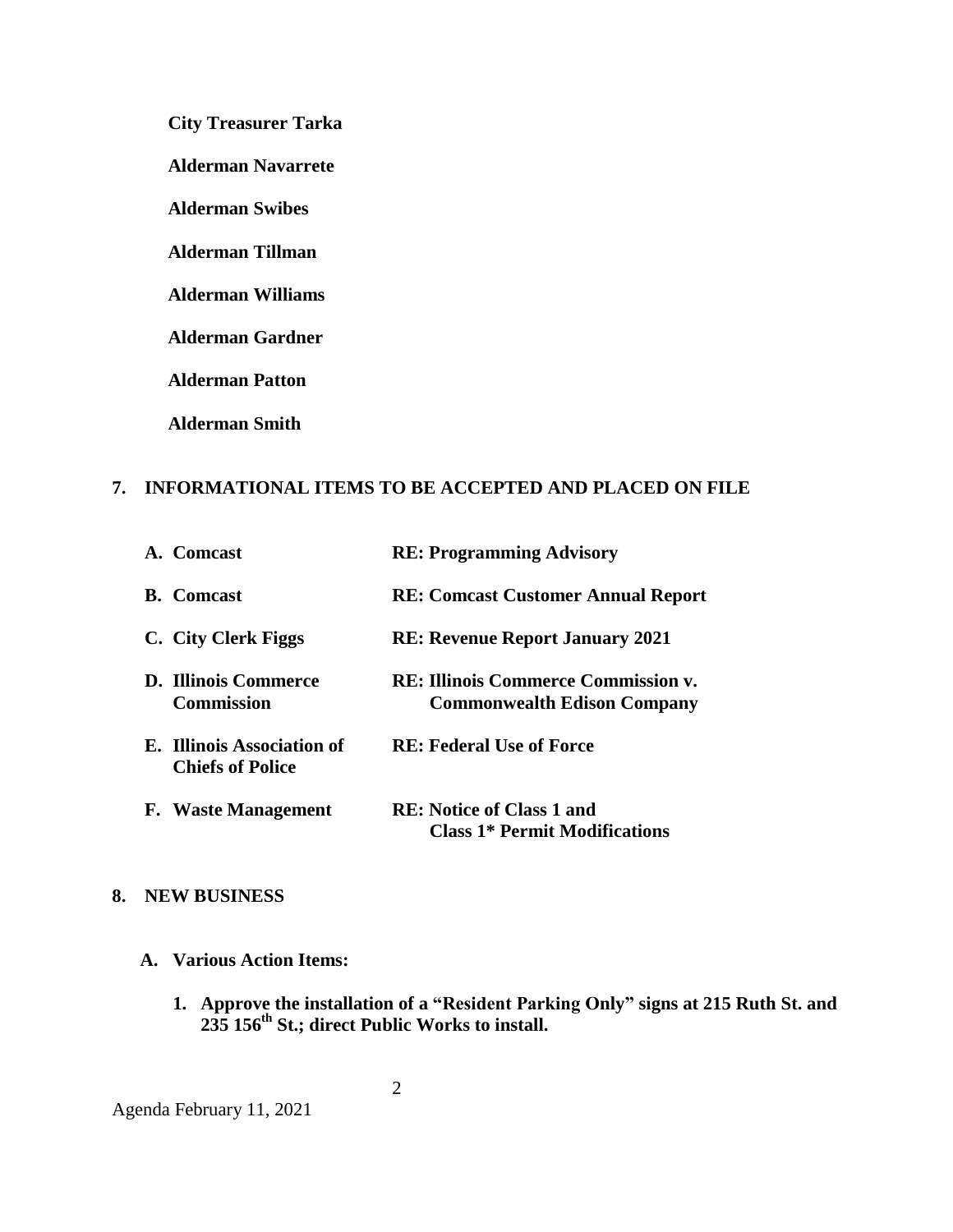**City Treasurer Tarka**

**Alderman Navarrete**

**Alderman Swibes**

**Alderman Tillman**

**Alderman Williams**

**Alderman Gardner**

**Alderman Patton**

**Alderman Smith**

## 7. INFORMATIONAL ITEMS TO BE ACCEPTED AND PLACED ON FILE

| | |
|---|---|
| **A. Comcast** | **RE: Programming Advisory** |
| **B. Comcast** | **RE: Comcast Customer Annual Report** |
| **C. City Clerk Figgs** | **RE: Revenue Report January 2021** |
| **D. Illinois Commerce Commission** | **RE: Illinois Commerce Commission v. Commonwealth Edison Company** |
| **E. Illinois Association of Chiefs of Police** | **RE: Federal Use of Force** |
| **F. Waste Management** | **RE: Notice of Class 1 and Class 1* Permit Modifications** |

## 8. NEW BUSINESS

**A. Various Action Items:**

1. **Approve the installation of a "Resident Parking Only" signs at 215 Ruth St. and 235 156th St.; direct Public Works to install.**

Agenda February 11, 2021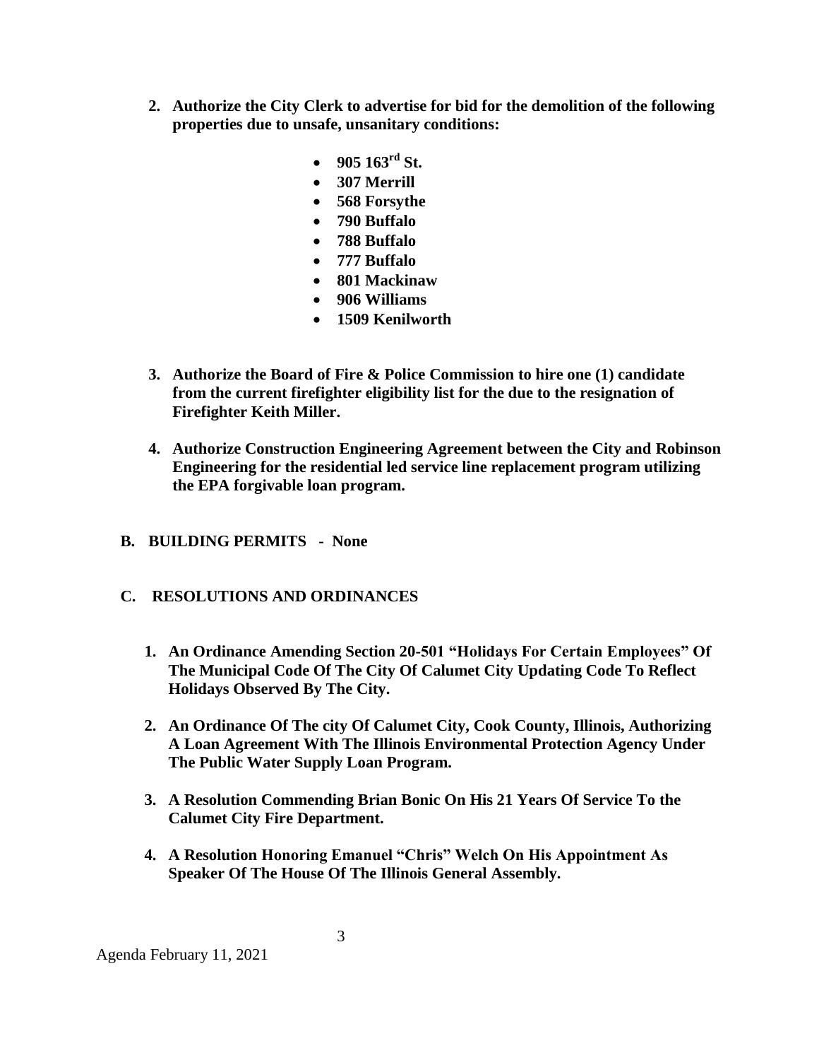2. **Authorize the City Clerk to advertise for bid for the demolition of the following properties due to unsafe, unsanitary conditions:**

    - **905 163rd St.**
    - **307 Merrill**
    - **568 Forsythe**
    - **790 Buffalo**
    - **788 Buffalo**
    - **777 Buffalo**
    - **801 Mackinaw**
    - **906 Williams**
    - **1509 Kenilworth**

3. **Authorize the Board of Fire & Police Commission to hire one (1) candidate from the current firefighter eligibility list for the due to the resignation of Firefighter Keith Miller.**

4. **Authorize Construction Engineering Agreement between the City and Robinson Engineering for the residential led service line replacement program utilizing the EPA forgivable loan program.**

**B. BUILDING PERMITS - None**

**C. RESOLUTIONS AND ORDINANCES**

1. **An Ordinance Amending Section 20-501 "Holidays For Certain Employees" Of The Municipal Code Of The City Of Calumet City Updating Code To Reflect Holidays Observed By The City.**

2. **An Ordinance Of The city Of Calumet City, Cook County, Illinois, Authorizing A Loan Agreement With The Illinois Environmental Protection Agency Under The Public Water Supply Loan Program.**

3. **A Resolution Commending Brian Bonic On His 21 Years Of Service To the Calumet City Fire Department.**

4. **A Resolution Honoring Emanuel "Chris" Welch On His Appointment As Speaker Of The House Of The Illinois General Assembly.**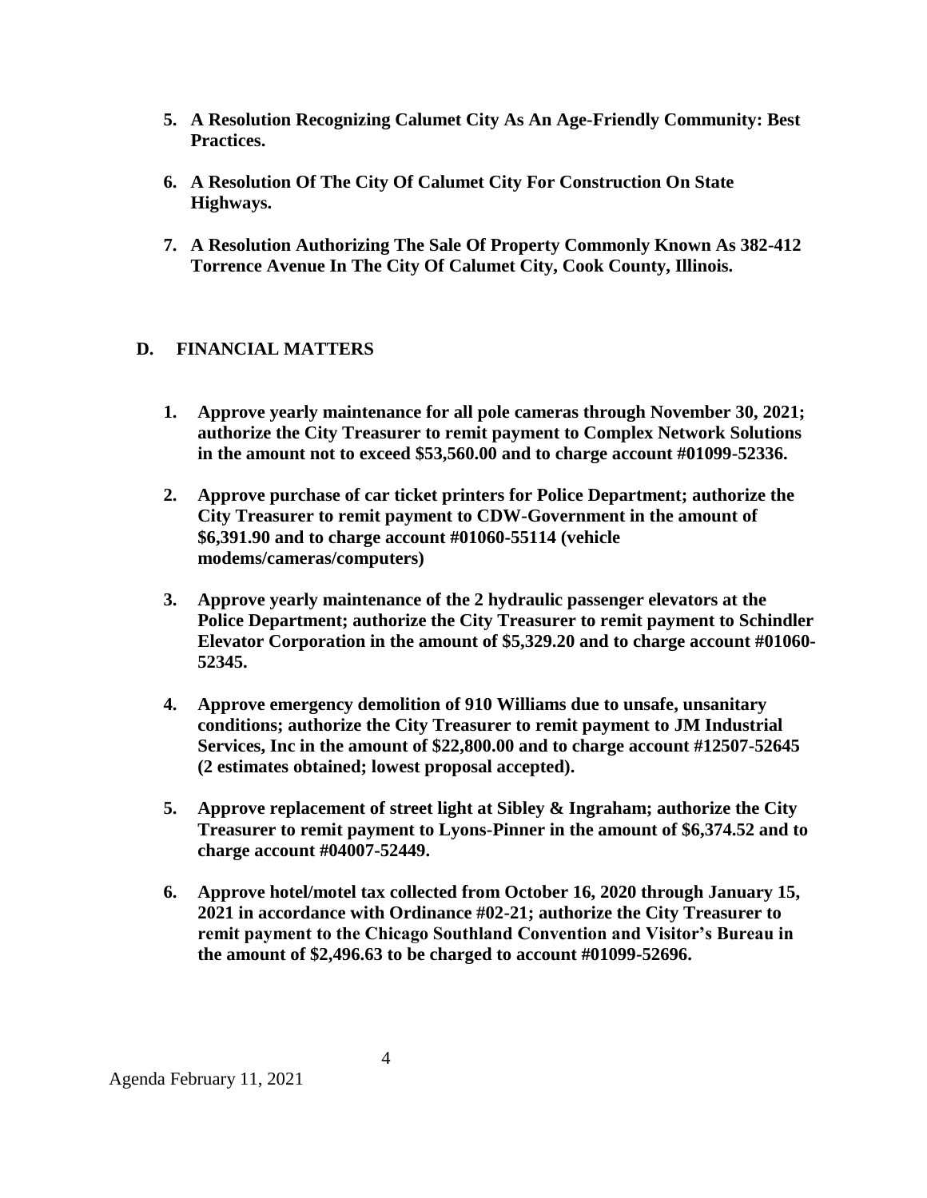5. **A Resolution Recognizing Calumet City As An Age-Friendly Community: Best Practices.**

6. **A Resolution Of The City Of Calumet City For Construction On State Highways.**

7. **A Resolution Authorizing The Sale Of Property Commonly Known As 382-412 Torrence Avenue In The City Of Calumet City, Cook County, Illinois.**

## D. FINANCIAL MATTERS

1. **Approve yearly maintenance for all pole cameras through November 30, 2021; authorize the City Treasurer to remit payment to Complex Network Solutions in the amount not to exceed $53,560.00 and to charge account #01099-52336.**

2. **Approve purchase of car ticket printers for Police Department; authorize the City Treasurer to remit payment to CDW-Government in the amount of $6,391.90 and to charge account #01060-55114 (vehicle modems/cameras/computers)**

3. **Approve yearly maintenance of the 2 hydraulic passenger elevators at the Police Department; authorize the City Treasurer to remit payment to Schindler Elevator Corporation in the amount of $5,329.20 and to charge account #01060-52345.**

4. **Approve emergency demolition of 910 Williams due to unsafe, unsanitary conditions; authorize the City Treasurer to remit payment to JM Industrial Services, Inc in the amount of $22,800.00 and to charge account #12507-52645 (2 estimates obtained; lowest proposal accepted).**

5. **Approve replacement of street light at Sibley & Ingraham; authorize the City Treasurer to remit payment to Lyons-Pinner in the amount of $6,374.52 and to charge account #04007-52449.**

6. **Approve hotel/motel tax collected from October 16, 2020 through January 15, 2021 in accordance with Ordinance #02-21; authorize the City Treasurer to remit payment to the Chicago Southland Convention and Visitor's Bureau in the amount of $2,496.63 to be charged to account #01099-52696.**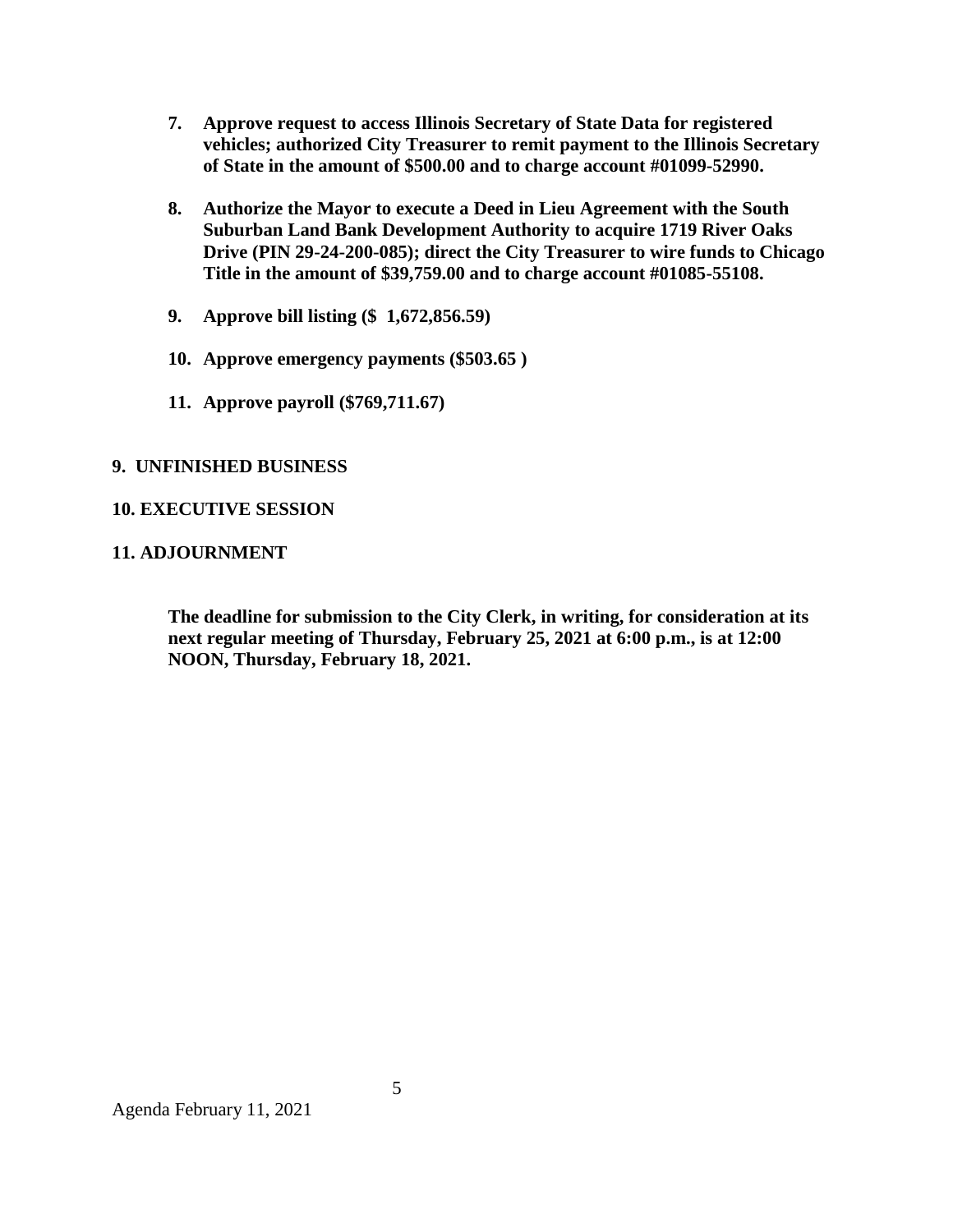7. **Approve request to access Illinois Secretary of State Data for registered vehicles; authorized City Treasurer to remit payment to the Illinois Secretary of State in the amount of $500.00 and to charge account #01099-52990.**

8. **Authorize the Mayor to execute a Deed in Lieu Agreement with the South Suburban Land Bank Development Authority to acquire 1719 River Oaks Drive (PIN 29-24-200-085); direct the City Treasurer to wire funds to Chicago Title in the amount of $39,759.00 and to charge account #01085-55108.**

9. **Approve bill listing ($ 1,672,856.59)**

10. **Approve emergency payments ($503.65 )**

11. **Approve payroll ($769,711.67)**

**9. UNFINISHED BUSINESS**

**10. EXECUTIVE SESSION**

**11. ADJOURNMENT**

**The deadline for submission to the City Clerk, in writing, for consideration at its next regular meeting of Thursday, February 25, 2021 at 6:00 p.m., is at 12:00 NOON, Thursday, February 18, 2021.**